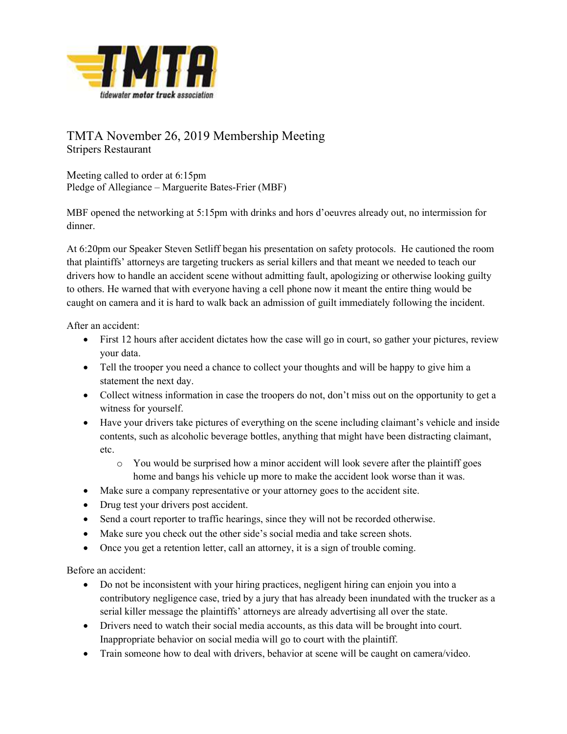# TMTA November 26, 2019 Membership Meeting

Stripers Restaurant

Meeting called to order at 6:15pm
Pledge of Allegiance – Marguerite Bates-Frier (MBF)

MBF opened the networking at 5:15pm with drinks and hors d'oeuvres already out, no intermission for dinner.

At 6:20pm our Speaker Steven Setliff began his presentation on safety protocols. He cautioned the room that plaintiffs' attorneys are targeting truckers as serial killers and that meant we needed to teach our drivers how to handle an accident scene without admitting fault, apologizing or otherwise looking guilty to others. He warned that with everyone having a cell phone now it meant the entire thing would be caught on camera and it is hard to walk back an admission of guilt immediately following the incident.

After an accident:

- First 12 hours after accident dictates how the case will go in court, so gather your pictures, review your data.
- Tell the trooper you need a chance to collect your thoughts and will be happy to give him a statement the next day.
- Collect witness information in case the troopers do not, don't miss out on the opportunity to get a witness for yourself.
- Have your drivers take pictures of everything on the scene including claimant's vehicle and inside contents, such as alcoholic beverage bottles, anything that might have been distracting claimant, etc.
  - You would be surprised how a minor accident will look severe after the plaintiff goes home and bangs his vehicle up more to make the accident look worse than it was.
- Make sure a company representative or your attorney goes to the accident site.
- Drug test your drivers post accident.
- Send a court reporter to traffic hearings, since they will not be recorded otherwise.
- Make sure you check out the other side's social media and take screen shots.
- Once you get a retention letter, call an attorney, it is a sign of trouble coming.

Before an accident:

- Do not be inconsistent with your hiring practices, negligent hiring can enjoin you into a contributory negligence case, tried by a jury that has already been inundated with the trucker as a serial killer message the plaintiffs' attorneys are already advertising all over the state.
- Drivers need to watch their social media accounts, as this data will be brought into court. Inappropriate behavior on social media will go to court with the plaintiff.
- Train someone how to deal with drivers, behavior at scene will be caught on camera/video.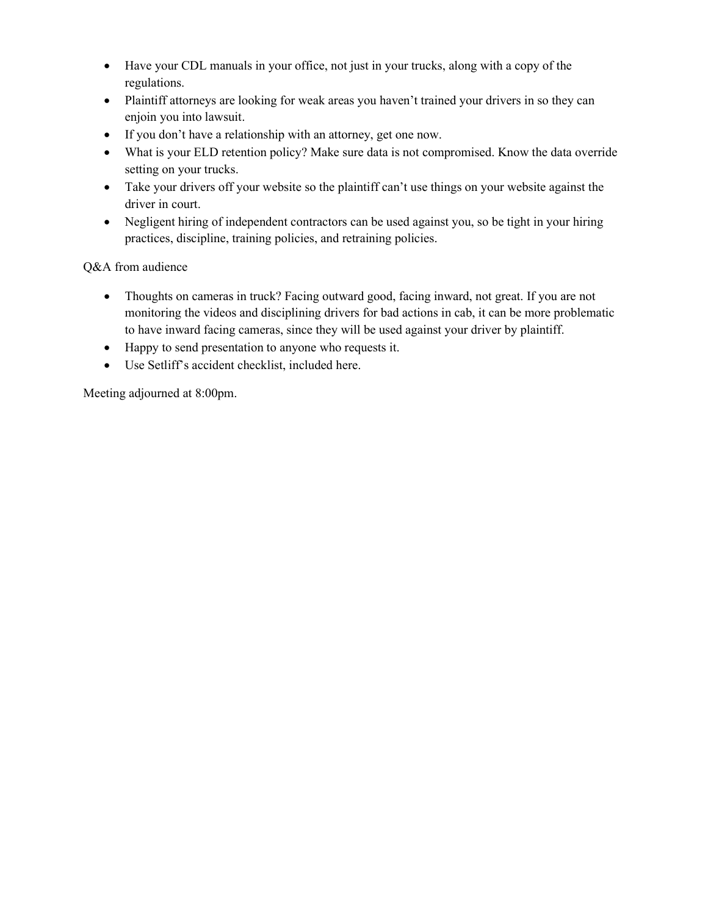- Have your CDL manuals in your office, not just in your trucks, along with a copy of the regulations.
- Plaintiff attorneys are looking for weak areas you haven't trained your drivers in so they can enjoin you into lawsuit.
- If you don't have a relationship with an attorney, get one now.
- What is your ELD retention policy? Make sure data is not compromised. Know the data override setting on your trucks.
- Take your drivers off your website so the plaintiff can't use things on your website against the driver in court.
- Negligent hiring of independent contractors can be used against you, so be tight in your hiring practices, discipline, training policies, and retraining policies.

Q&A from audience

- Thoughts on cameras in truck? Facing outward good, facing inward, not great. If you are not monitoring the videos and disciplining drivers for bad actions in cab, it can be more problematic to have inward facing cameras, since they will be used against your driver by plaintiff.
- Happy to send presentation to anyone who requests it.
- Use Setliff's accident checklist, included here.

Meeting adjourned at 8:00pm.